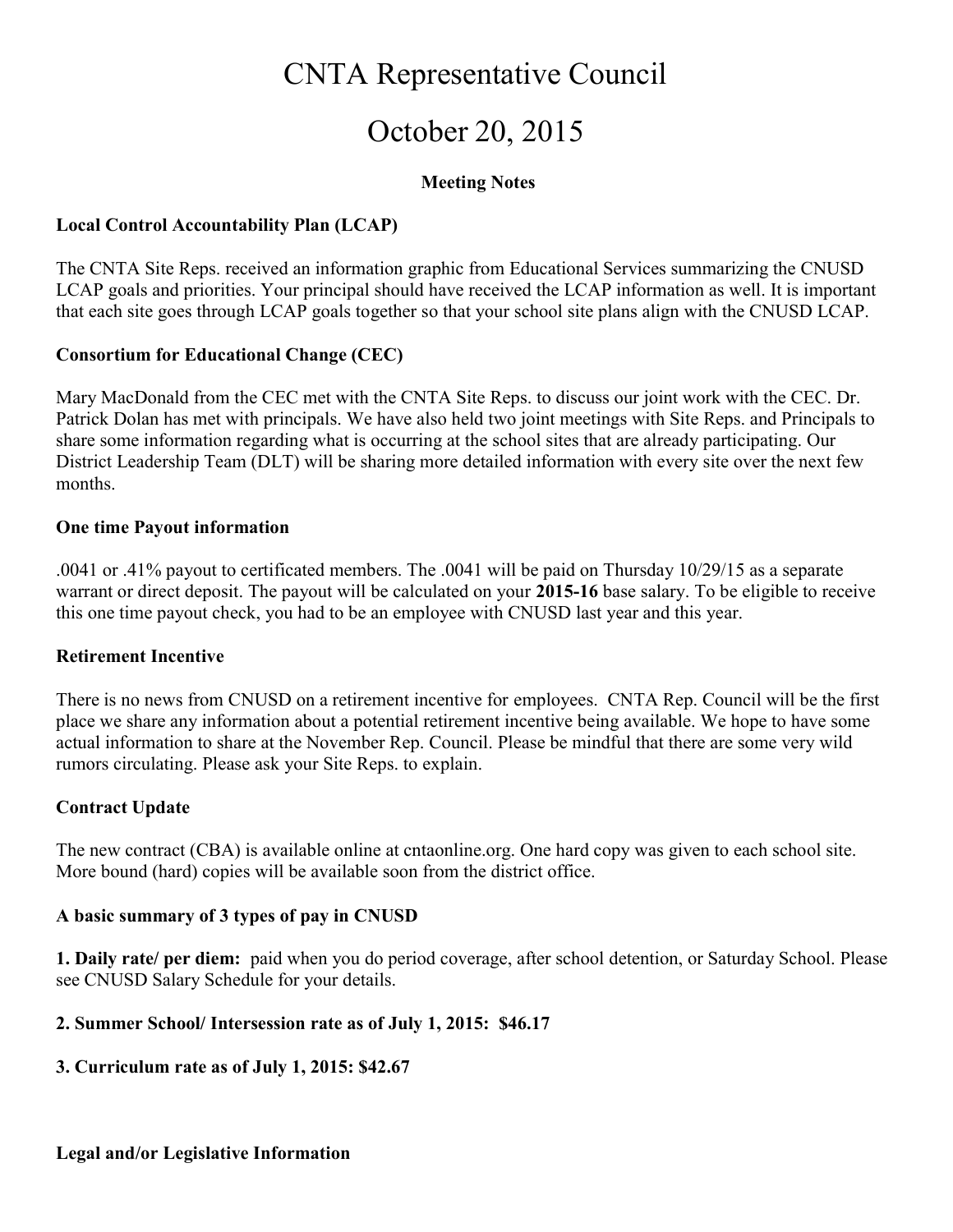# CNTA Representative Council

# October 20, 2015

**Meeting Notes**

**Local Control Accountability Plan (LCAP)**

The CNTA Site Reps. received an information graphic from Educational Services summarizing the CNUSD LCAP goals and priorities. Your principal should have received the LCAP information as well. It is important that each site goes through LCAP goals together so that your school site plans align with the CNUSD LCAP.

**Consortium for Educational Change (CEC)**

Mary MacDonald from the CEC met with the CNTA Site Reps. to discuss our joint work with the CEC. Dr. Patrick Dolan has met with principals. We have also held two joint meetings with Site Reps. and Principals to share some information regarding what is occurring at the school sites that are already participating. Our District Leadership Team (DLT) will be sharing more detailed information with every site over the next few months.

**One time Payout information**

.0041 or .41% payout to certificated members. The .0041 will be paid on Thursday 10/29/15 as a separate warrant or direct deposit. The payout will be calculated on your **2015-16** base salary. To be eligible to receive this one time payout check, you had to be an employee with CNUSD last year and this year.

**Retirement Incentive**

There is no news from CNUSD on a retirement incentive for employees. CNTA Rep. Council will be the first place we share any information about a potential retirement incentive being available. We hope to have some actual information to share at the November Rep. Council. Please be mindful that there are some very wild rumors circulating. Please ask your Site Reps. to explain.

**Contract Update**

The new contract (CBA) is available online at cntaonline.org. One hard copy was given to each school site. More bound (hard) copies will be available soon from the district office.

**A basic summary of 3 types of pay in CNUSD**

**1. Daily rate/ per diem:** paid when you do period coverage, after school detention, or Saturday School. Please see CNUSD Salary Schedule for your details.

**2. Summer School/ Intersession rate as of July 1, 2015: $46.17**

**3. Curriculum rate as of July 1, 2015: $42.67**

**Legal and/or Legislative Information**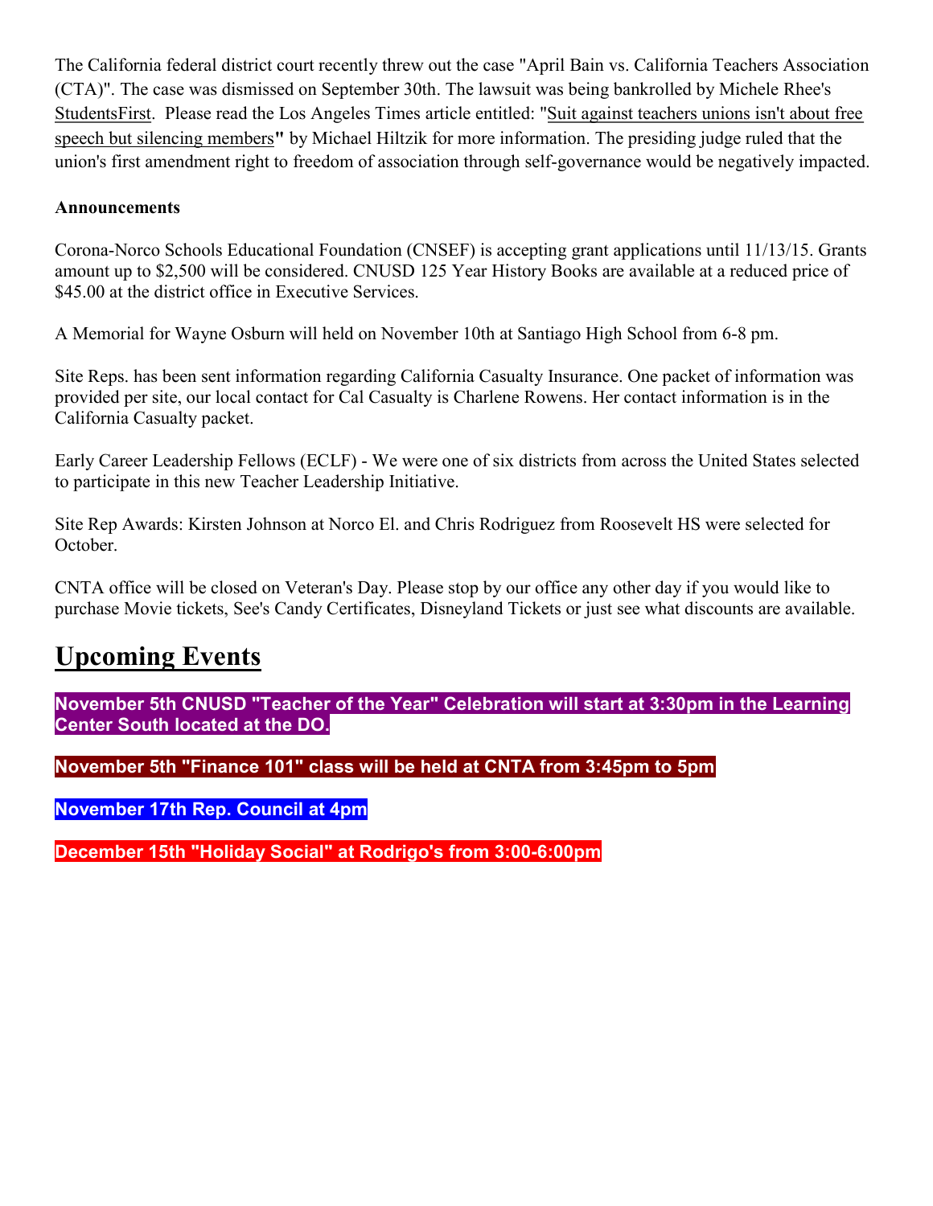The California federal district court recently threw out the case "April Bain vs. California Teachers Association (CTA)". The case was dismissed on September 30th. The lawsuit was being bankrolled by Michele Rhee's StudentsFirst. Please read the Los Angeles Times article entitled: "Suit against teachers unions isn't about free speech but silencing members**"** by Michael Hiltzik for more information. The presiding judge ruled that the union's first amendment right to freedom of association through self-governance would be negatively impacted.

**Announcements**

Corona-Norco Schools Educational Foundation (CNSEF) is accepting grant applications until 11/13/15. Grants amount up to $2,500 will be considered. CNUSD 125 Year History Books are available at a reduced price of $45.00 at the district office in Executive Services.

A Memorial for Wayne Osburn will held on November 10th at Santiago High School from 6-8 pm.

Site Reps. has been sent information regarding California Casualty Insurance. One packet of information was provided per site, our local contact for Cal Casualty is Charlene Rowens. Her contact information is in the California Casualty packet.

Early Career Leadership Fellows (ECLF) - We were one of six districts from across the United States selected to participate in this new Teacher Leadership Initiative.

Site Rep Awards: Kirsten Johnson at Norco El. and Chris Rodriguez from Roosevelt HS were selected for October.

CNTA office will be closed on Veteran's Day. Please stop by our office any other day if you would like to purchase Movie tickets, See's Candy Certificates, Disneyland Tickets or just see what discounts are available.

## Upcoming Events

**November 5th CNUSD "Teacher of the Year" Celebration will start at 3:30pm in the Learning Center South located at the DO.**

**November 5th "Finance 101" class will be held at CNTA from 3:45pm to 5pm**

**November 17th Rep. Council at 4pm**

**December 15th "Holiday Social" at Rodrigo's from 3:00-6:00pm**